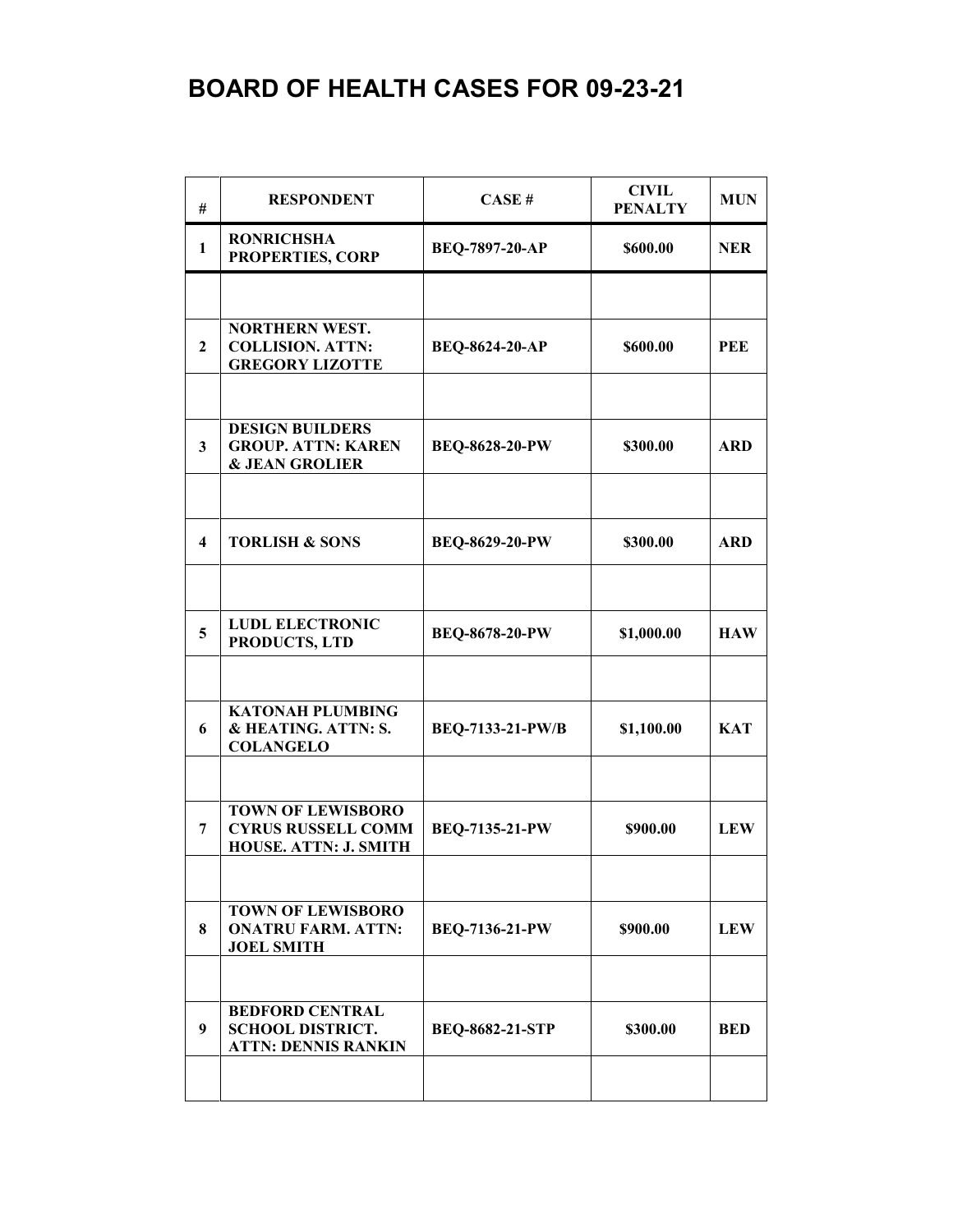# BOARD OF HEALTH CASES FOR 09-23-21

| # | RESPONDENT | CASE # | CIVIL PENALTY | MUN |
|---|---|---|---|---|
| 1 | RONRICHSHA PROPERTIES, CORP | BEQ-7897-20-AP | $600.00 | NER |
| | | | | |
| 2 | NORTHERN WEST. COLLISION. ATTN: GREGORY LIZOTTE | BEQ-8624-20-AP | $600.00 | PEE |
| | | | | |
| 3 | DESIGN BUILDERS GROUP. ATTN: KAREN & JEAN GROLIER | BEQ-8628-20-PW | $300.00 | ARD |
| | | | | |
| 4 | TORLISH & SONS | BEQ-8629-20-PW | $300.00 | ARD |
| | | | | |
| 5 | LUDL ELECTRONIC PRODUCTS, LTD | BEQ-8678-20-PW | $1,000.00 | HAW |
| | | | | |
| 6 | KATONAH PLUMBING & HEATING. ATTN: S. COLANGELO | BEQ-7133-21-PW/B | $1,100.00 | KAT |
| | | | | |
| 7 | TOWN OF LEWISBORO CYRUS RUSSELL COMM HOUSE. ATTN: J. SMITH | BEQ-7135-21-PW | $900.00 | LEW |
| | | | | |
| 8 | TOWN OF LEWISBORO ONATRU FARM. ATTN: JOEL SMITH | BEQ-7136-21-PW | $900.00 | LEW |
| | | | | |
| 9 | BEDFORD CENTRAL SCHOOL DISTRICT. ATTN: DENNIS RANKIN | BEQ-8682-21-STP | $300.00 | BED |
| | | | | |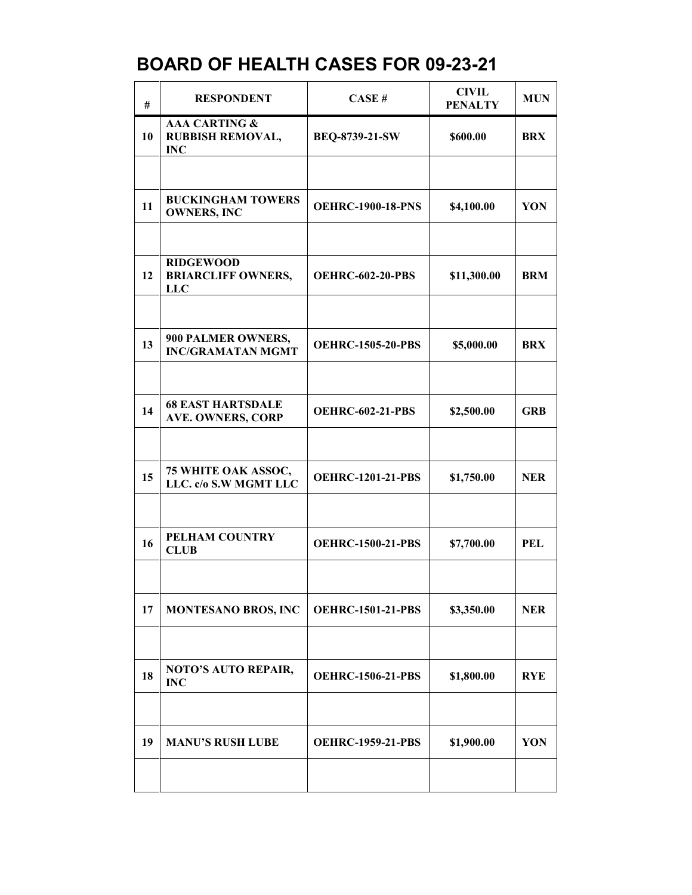# BOARD OF HEALTH CASES FOR 09-23-21

| # | RESPONDENT | CASE # | CIVIL PENALTY | MUN |
|---|---|---|---|---|
| 10 | AAA CARTING & RUBBISH REMOVAL, INC | BEQ-8739-21-SW | $600.00 | BRX |
| | | | | |
| 11 | BUCKINGHAM TOWERS OWNERS, INC | OEHRC-1900-18-PNS | $4,100.00 | YON |
| | | | | |
| 12 | RIDGEWOOD BRIARCLIFF OWNERS, LLC | OEHRC-602-20-PBS | $11,300.00 | BRM |
| | | | | |
| 13 | 900 PALMER OWNERS, INC/GRAMATAN MGMT | OEHRC-1505-20-PBS | $5,000.00 | BRX |
| | | | | |
| 14 | 68 EAST HARTSDALE AVE. OWNERS, CORP | OEHRC-602-21-PBS | $2,500.00 | GRB |
| | | | | |
| 15 | 75 WHITE OAK ASSOC, LLC. c/o S.W MGMT LLC | OEHRC-1201-21-PBS | $1,750.00 | NER |
| | | | | |
| 16 | PELHAM COUNTRY CLUB | OEHRC-1500-21-PBS | $7,700.00 | PEL |
| | | | | |
| 17 | MONTESANO BROS, INC | OEHRC-1501-21-PBS | $3,350.00 | NER |
| | | | | |
| 18 | NOTO'S AUTO REPAIR, INC | OEHRC-1506-21-PBS | $1,800.00 | RYE |
| | | | | |
| 19 | MANU'S RUSH LUBE | OEHRC-1959-21-PBS | $1,900.00 | YON |
| | | | | |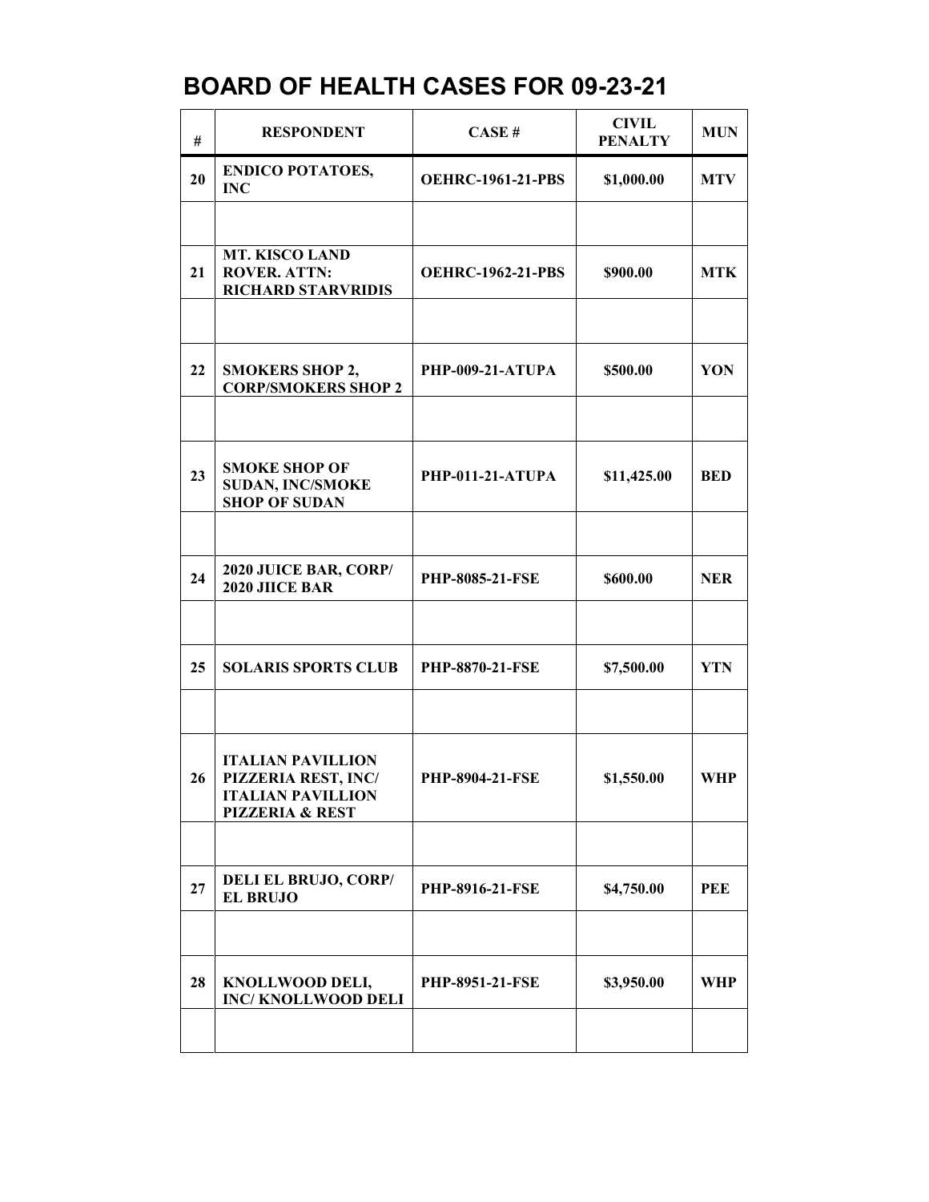# BOARD OF HEALTH CASES FOR 09-23-21

| # | RESPONDENT | CASE # | CIVIL PENALTY | MUN |
|---|---|---|---|---|
| 20 | ENDICO POTATOES, INC | OEHRC-1961-21-PBS | $1,000.00 | MTV |
| | | | | |
| 21 | MT. KISCO LAND ROVER. ATTN: RICHARD STARVRIDIS | OEHRC-1962-21-PBS | $900.00 | MTK |
| | | | | |
| 22 | SMOKERS SHOP 2, CORP/SMOKERS SHOP 2 | PHP-009-21-ATUPA | $500.00 | YON |
| | | | | |
| 23 | SMOKE SHOP OF SUDAN, INC/SMOKE SHOP OF SUDAN | PHP-011-21-ATUPA | $11,425.00 | BED |
| | | | | |
| 24 | 2020 JUICE BAR, CORP/ 2020 JIICE BAR | PHP-8085-21-FSE | $600.00 | NER |
| | | | | |
| 25 | SOLARIS SPORTS CLUB | PHP-8870-21-FSE | $7,500.00 | YTN |
| | | | | |
| 26 | ITALIAN PAVILLION PIZZERIA REST, INC/ ITALIAN PAVILLION PIZZERIA & REST | PHP-8904-21-FSE | $1,550.00 | WHP |
| | | | | |
| 27 | DELI EL BRUJO, CORP/ EL BRUJO | PHP-8916-21-FSE | $4,750.00 | PEE |
| | | | | |
| 28 | KNOLLWOOD DELI, INC/ KNOLLWOOD DELI | PHP-8951-21-FSE | $3,950.00 | WHP |
| | | | | |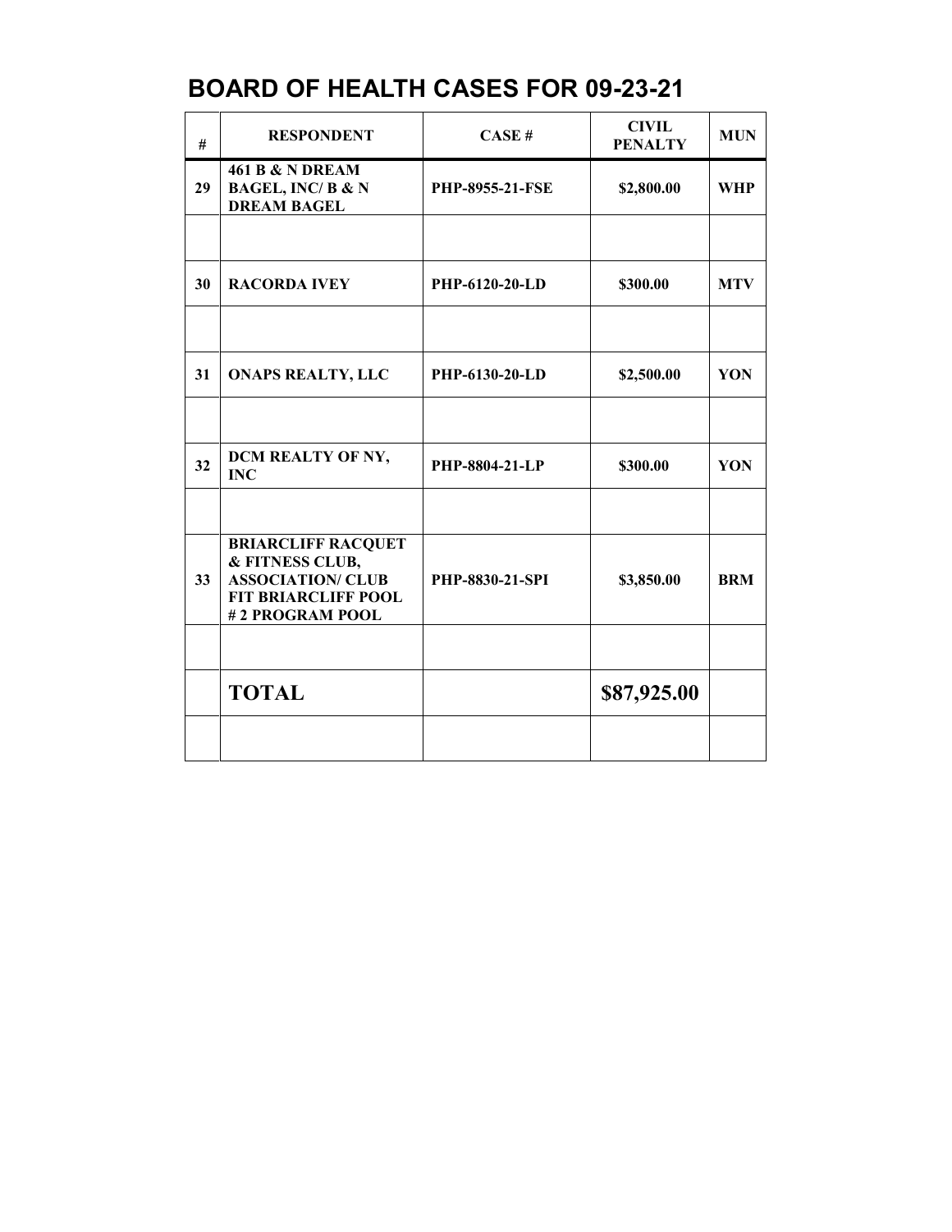# BOARD OF HEALTH CASES FOR 09-23-21

| # | RESPONDENT | CASE # | CIVIL PENALTY | MUN |
|---|---|---|---|---|
| 29 | 461 B & N DREAM BAGEL, INC/ B & N DREAM BAGEL | PHP-8955-21-FSE | $2,800.00 | WHP |
| | | | | |
| 30 | RACORDA IVEY | PHP-6120-20-LD | $300.00 | MTV |
| | | | | |
| 31 | ONAPS REALTY, LLC | PHP-6130-20-LD | $2,500.00 | YON |
| | | | | |
| 32 | DCM REALTY OF NY, INC | PHP-8804-21-LP | $300.00 | YON |
| | | | | |
| 33 | BRIARCLIFF RACQUET & FITNESS CLUB, ASSOCIATION/ CLUB FIT BRIARCLIFF POOL # 2 PROGRAM POOL | PHP-8830-21-SPI | $3,850.00 | BRM |
| | | | | |
| | **TOTAL** | | **$87,925.00** | |
| | | | | |